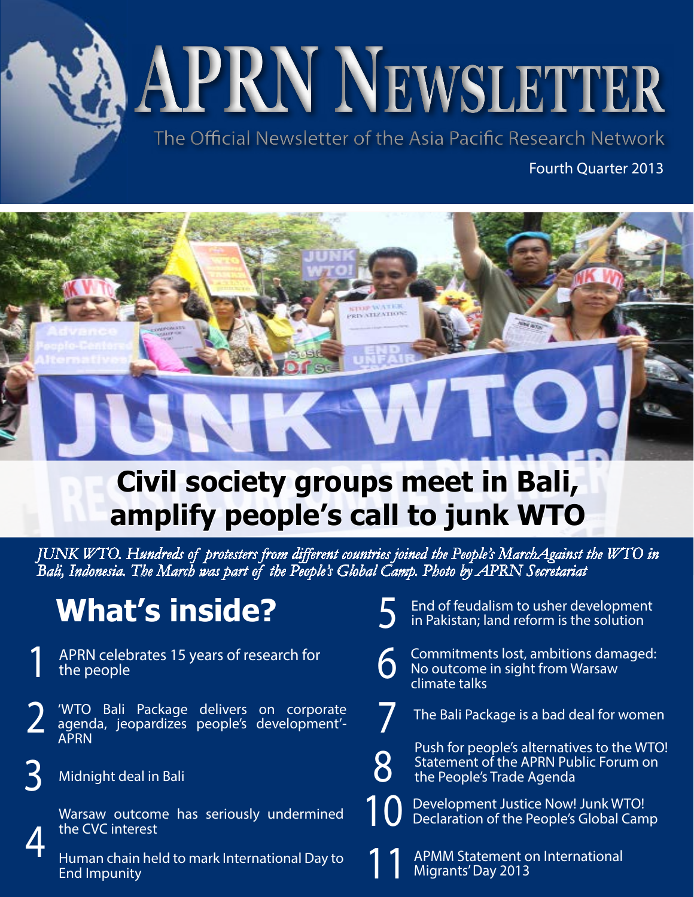# APRN Newsletter

The Official Newsletter of the Asia Pacific Research Network

Fourth Quarter 2013

## Civil society groups meet in Bali, amplify people's call to junk WTO

*JUNK WTO. Hundreds of protesters from different countries joined the People's March Against the WTO in Bali, Indonesia. The March was part of the People's Global Camp. Photo by APRN Secretariat*

## What's inside?

1 APRN celebrates 15 years of research for the people

2 'WTO Bali Package delivers on corporate agenda, jeopardizes people's development'- APRN

3 Midnight deal in Bali

4 Warsaw outcome has seriously undermined the CVC interest

Human chain held to mark International Day to End Impunity

5 End of feudalism to usher development in Pakistan; land reform is the solution

6 Commitments lost, ambitions damaged: No outcome in sight from Warsaw climate talks

7 The Bali Package is a bad deal for women

8 Push for people's alternatives to the WTO! Statement of the APRN Public Forum on the People's Trade Agenda

10 Development Justice Now! Junk WTO! Declaration of the People's Global Camp

11 APMM Statement on International Migrants' Day 2013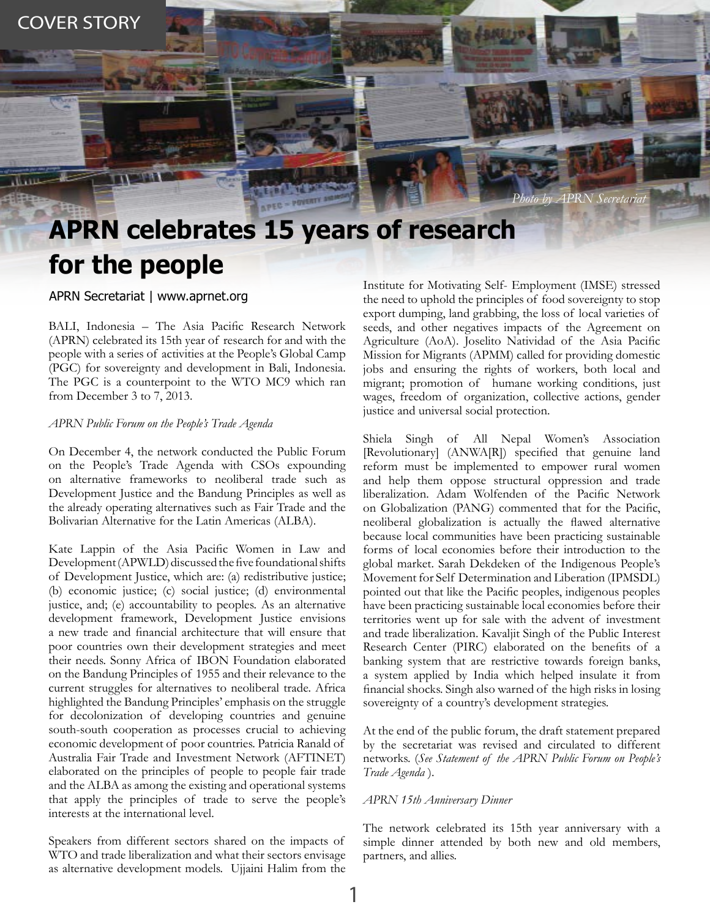COVER STORY

Photo by APRN Secretariat

# APRN celebrates 15 years of research for the people

APRN Secretariat | www.aprnet.org

BALI, Indonesia – The Asia Pacific Research Network (APRN) celebrated its 15th year of research for and with the people with a series of activities at the People's Global Camp (PGC) for sovereignty and development in Bali, Indonesia. The PGC is a counterpoint to the WTO MC9 which ran from December 3 to 7, 2013.

*APRN Public Forum on the People's Trade Agenda*

On December 4, the network conducted the Public Forum on the People's Trade Agenda with CSOs expounding on alternative frameworks to neoliberal trade such as Development Justice and the Bandung Principles as well as the already operating alternatives such as Fair Trade and the Bolivarian Alternative for the Latin Americas (ALBA).

Kate Lappin of the Asia Pacific Women in Law and Development (APWLD) discussed the five foundational shifts of Development Justice, which are: (a) redistributive justice; (b) economic justice; (c) social justice; (d) environmental justice, and; (e) accountability to peoples. As an alternative development framework, Development Justice envisions a new trade and financial architecture that will ensure that poor countries own their development strategies and meet their needs. Sonny Africa of IBON Foundation elaborated on the Bandung Principles of 1955 and their relevance to the current struggles for alternatives to neoliberal trade. Africa highlighted the Bandung Principles' emphasis on the struggle for decolonization of developing countries and genuine south-south cooperation as processes crucial to achieving economic development of poor countries. Patricia Ranald of Australia Fair Trade and Investment Network (AFTINET) elaborated on the principles of people to people fair trade and the ALBA as among the existing and operational systems that apply the principles of trade to serve the people's interests at the international level.

Speakers from different sectors shared on the impacts of WTO and trade liberalization and what their sectors envisage as alternative development models. Ujjaini Halim from the Institute for Motivating Self- Employment (IMSE) stressed the need to uphold the principles of food sovereignty to stop export dumping, land grabbing, the loss of local varieties of seeds, and other negatives impacts of the Agreement on Agriculture (AoA). Joselito Natividad of the Asia Pacific Mission for Migrants (APMM) called for providing domestic jobs and ensuring the rights of workers, both local and migrant; promotion of humane working conditions, just wages, freedom of organization, collective actions, gender justice and universal social protection.

Shiela Singh of All Nepal Women's Association [Revolutionary] (ANWA[R]) specified that genuine land reform must be implemented to empower rural women and help them oppose structural oppression and trade liberalization. Adam Wolfenden of the Pacific Network on Globalization (PANG) commented that for the Pacific, neoliberal globalization is actually the flawed alternative because local communities have been practicing sustainable forms of local economies before their introduction to the global market. Sarah Dekdeken of the Indigenous People's Movement for Self Determination and Liberation (IPMSDL) pointed out that like the Pacific peoples, indigenous peoples have been practicing sustainable local economies before their territories went up for sale with the advent of investment and trade liberalization. Kavaljit Singh of the Public Interest Research Center (PIRC) elaborated on the benefits of a banking system that are restrictive towards foreign banks, a system applied by India which helped insulate it from financial shocks. Singh also warned of the high risks in losing sovereignty of a country's development strategies.

At the end of the public forum, the draft statement prepared by the secretariat was revised and circulated to different networks. (*See Statement of the APRN Public Forum on People's Trade Agenda* ).

*APRN 15th Anniversary Dinner*

The network celebrated its 15th year anniversary with a simple dinner attended by both new and old members, partners, and allies.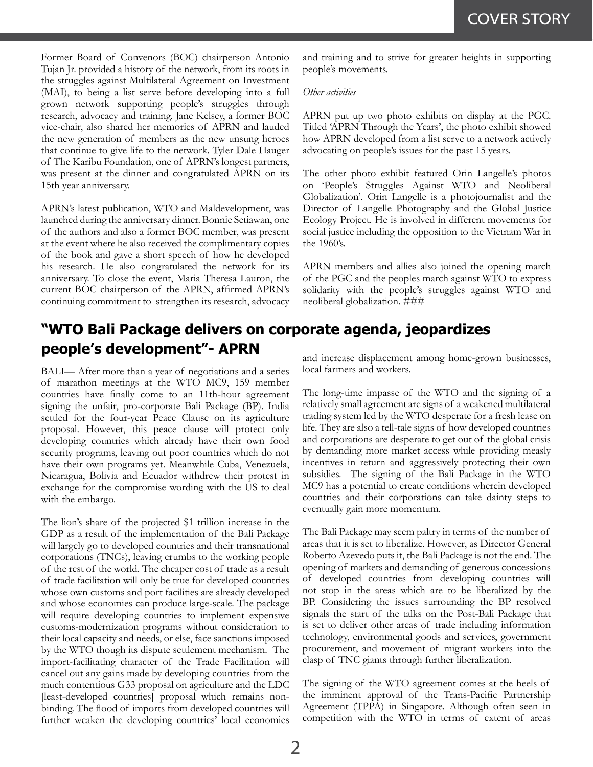Former Board of Convenors (BOC) chairperson Antonio Tujan Jr. provided a history of the network, from its roots in the struggles against Multilateral Agreement on Investment (MAI), to being a list serve before developing into a full grown network supporting people's struggles through research, advocacy and training. Jane Kelsey, a former BOC vice-chair, also shared her memories of APRN and lauded the new generation of members as the new unsung heroes that continue to give life to the network. Tyler Dale Hauger of The Karibu Foundation, one of APRN's longest partners, was present at the dinner and congratulated APRN on its 15th year anniversary.

APRN's latest publication, WTO and Maldevelopment, was launched during the anniversary dinner. Bonnie Setiawan, one of the authors and also a former BOC member, was present at the event where he also received the complimentary copies of the book and gave a short speech of how he developed his research. He also congratulated the network for its anniversary. To close the event, Maria Theresa Lauron, the current BOC chairperson of the APRN, affirmed APRN's continuing commitment to strengthen its research, advocacy and training and to strive for greater heights in supporting people's movements.

*Other activities*

APRN put up two photo exhibits on display at the PGC. Titled 'APRN Through the Years', the photo exhibit showed how APRN developed from a list serve to a network actively advocating on people's issues for the past 15 years.

The other photo exhibit featured Orin Langelle's photos on 'People's Struggles Against WTO and Neoliberal Globalization'. Orin Langelle is a photojournalist and the Director of Langelle Photography and the Global Justice Ecology Project. He is involved in different movements for social justice including the opposition to the Vietnam War in the 1960's.

APRN members and allies also joined the opening march of the PGC and the peoples march against WTO to express solidarity with the people's struggles against WTO and neoliberal globalization. ###

## "WTO Bali Package delivers on corporate agenda, jeopardizes people's development"- APRN

BALI— After more than a year of negotiations and a series of marathon meetings at the WTO MC9, 159 member countries have finally come to an 11th-hour agreement signing the unfair, pro-corporate Bali Package (BP). India settled for the four-year Peace Clause on its agriculture proposal. However, this peace clause will protect only developing countries which already have their own food security programs, leaving out poor countries which do not have their own programs yet. Meanwhile Cuba, Venezuela, Nicaragua, Bolivia and Ecuador withdrew their protest in exchange for the compromise wording with the US to deal with the embargo.

The lion's share of the projected $1 trillion increase in the GDP as a result of the implementation of the Bali Package will largely go to developed countries and their transnational corporations (TNCs), leaving crumbs to the working people of the rest of the world. The cheaper cost of trade as a result of trade facilitation will only be true for developed countries whose own customs and port facilities are already developed and whose economies can produce large-scale. The package will require developing countries to implement expensive customs-modernization programs without consideration to their local capacity and needs, or else, face sanctions imposed by the WTO though its dispute settlement mechanism. The import-facilitating character of the Trade Facilitation will cancel out any gains made by developing countries from the much contentious G33 proposal on agriculture and the LDC [least-developed countries] proposal which remains non-binding. The flood of imports from developed countries will further weaken the developing countries' local economies and increase displacement among home-grown businesses, local farmers and workers.

The long-time impasse of the WTO and the signing of a relatively small agreement are signs of a weakened multilateral trading system led by the WTO desperate for a fresh lease on life. They are also a tell-tale signs of how developed countries and corporations are desperate to get out of the global crisis by demanding more market access while providing measly incentives in return and aggressively protecting their own subsidies. The signing of the Bali Package in the WTO MC9 has a potential to create conditions wherein developed countries and their corporations can take dainty steps to eventually gain more momentum.

The Bali Package may seem paltry in terms of the number of areas that it is set to liberalize. However, as Director General Roberto Azevedo puts it, the Bali Package is not the end. The opening of markets and demanding of generous concessions of developed countries from developing countries will not stop in the areas which are to be liberalized by the BP. Considering the issues surrounding the BP resolved signals the start of the talks on the Post-Bali Package that is set to deliver other areas of trade including information technology, environmental goods and services, government procurement, and movement of migrant workers into the clasp of TNC giants through further liberalization.

The signing of the WTO agreement comes at the heels of the imminent approval of the Trans-Pacific Partnership Agreement (TPPA) in Singapore. Although often seen in competition with the WTO in terms of extent of areas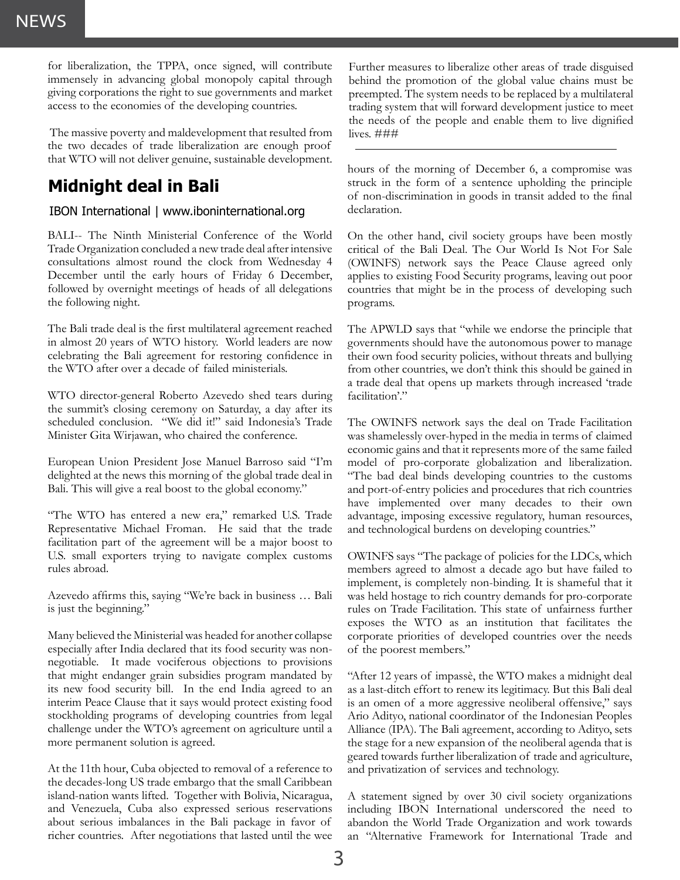for liberalization, the TPPA, once signed, will contribute immensely in advancing global monopoly capital through giving corporations the right to sue governments and market access to the economies of the developing countries.

The massive poverty and maldevelopment that resulted from the two decades of trade liberalization are enough proof that WTO will not deliver genuine, sustainable development. Further measures to liberalize other areas of trade disguised behind the promotion of the global value chains must be preempted. The system needs to be replaced by a multilateral trading system that will forward development justice to meet the needs of the people and enable them to live dignified lives. ###

## Midnight deal in Bali

IBON International | www.iboninternational.org

BALI-- The Ninth Ministerial Conference of the World Trade Organization concluded a new trade deal after intensive consultations almost round the clock from Wednesday 4 December until the early hours of Friday 6 December, followed by overnight meetings of heads of all delegations the following night.

The Bali trade deal is the first multilateral agreement reached in almost 20 years of WTO history. World leaders are now celebrating the Bali agreement for restoring confidence in the WTO after over a decade of failed ministerials.

WTO director-general Roberto Azevedo shed tears during the summit's closing ceremony on Saturday, a day after its scheduled conclusion. "We did it!" said Indonesia's Trade Minister Gita Wirjawan, who chaired the conference.

European Union President Jose Manuel Barroso said "I'm delighted at the news this morning of the global trade deal in Bali. This will give a real boost to the global economy."

"The WTO has entered a new era," remarked U.S. Trade Representative Michael Froman. He said that the trade facilitation part of the agreement will be a major boost to U.S. small exporters trying to navigate complex customs rules abroad.

Azevedo affirms this, saying "We're back in business … Bali is just the beginning."

Many believed the Ministerial was headed for another collapse especially after India declared that its food security was non-negotiable. It made vociferous objections to provisions that might endanger grain subsidies program mandated by its new food security bill. In the end India agreed to an interim Peace Clause that it says would protect existing food stockholding programs of developing countries from legal challenge under the WTO's agreement on agriculture until a more permanent solution is agreed.

At the 11th hour, Cuba objected to removal of a reference to the decades-long US trade embargo that the small Caribbean island-nation wants lifted. Together with Bolivia, Nicaragua, and Venezuela, Cuba also expressed serious reservations about serious imbalances in the Bali package in favor of richer countries. After negotiations that lasted until the wee hours of the morning of December 6, a compromise was struck in the form of a sentence upholding the principle of non-discrimination in goods in transit added to the final declaration.

On the other hand, civil society groups have been mostly critical of the Bali Deal. The Our World Is Not For Sale (OWINFS) network says the Peace Clause agreed only applies to existing Food Security programs, leaving out poor countries that might be in the process of developing such programs.

The APWLD says that "while we endorse the principle that governments should have the autonomous power to manage their own food security policies, without threats and bullying from other countries, we don't think this should be gained in a trade deal that opens up markets through increased 'trade facilitation'."

The OWINFS network says the deal on Trade Facilitation was shamelessly over-hyped in the media in terms of claimed economic gains and that it represents more of the same failed model of pro-corporate globalization and liberalization. "The bad deal binds developing countries to the customs and port-of-entry policies and procedures that rich countries have implemented over many decades to their own advantage, imposing excessive regulatory, human resources, and technological burdens on developing countries."

OWINFS says "The package of policies for the LDCs, which members agreed to almost a decade ago but have failed to implement, is completely non-binding. It is shameful that it was held hostage to rich country demands for pro-corporate rules on Trade Facilitation. This state of unfairness further exposes the WTO as an institution that facilitates the corporate priorities of developed countries over the needs of the poorest members."

"After 12 years of impassè, the WTO makes a midnight deal as a last-ditch effort to renew its legitimacy. But this Bali deal is an omen of a more aggressive neoliberal offensive," says Ario Adityo, national coordinator of the Indonesian Peoples Alliance (IPA). The Bali agreement, according to Adityo, sets the stage for a new expansion of the neoliberal agenda that is geared towards further liberalization of trade and agriculture, and privatization of services and technology.

A statement signed by over 30 civil society organizations including IBON International underscored the need to abandon the World Trade Organization and work towards an "Alternative Framework for International Trade and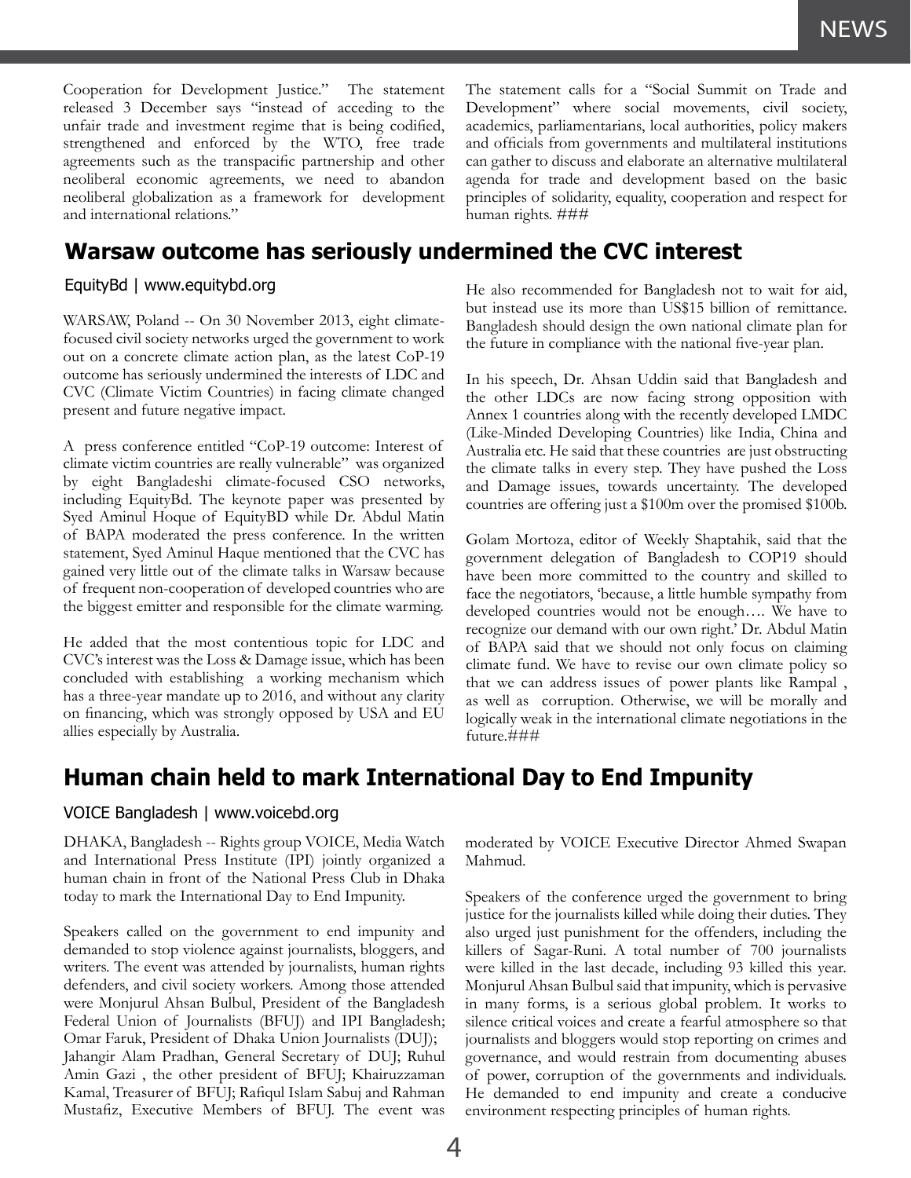Cooperation for Development Justice." The statement released 3 December says "instead of acceding to the unfair trade and investment regime that is being codified, strengthened and enforced by the WTO, free trade agreements such as the transpacific partnership and other neoliberal economic agreements, we need to abandon neoliberal globalization as a framework for development and international relations."

The statement calls for a "Social Summit on Trade and Development" where social movements, civil society, academics, parliamentarians, local authorities, policy makers and officials from governments and multilateral institutions can gather to discuss and elaborate an alternative multilateral agenda for trade and development based on the basic principles of solidarity, equality, cooperation and respect for human rights. ###

## Warsaw outcome has seriously undermined the CVC interest

EquityBd | www.equitybd.org

WARSAW, Poland -- On 30 November 2013, eight climate-focused civil society networks urged the government to work out on a concrete climate action plan, as the latest CoP-19 outcome has seriously undermined the interests of LDC and CVC (Climate Victim Countries) in facing climate changed present and future negative impact.

A press conference entitled "CoP-19 outcome: Interest of climate victim countries are really vulnerable" was organized by eight Bangladeshi climate-focused CSO networks, including EquityBd. The keynote paper was presented by Syed Aminul Hoque of EquityBD while Dr. Abdul Matin of BAPA moderated the press conference. In the written statement, Syed Aminul Haque mentioned that the CVC has gained very little out of the climate talks in Warsaw because of frequent non-cooperation of developed countries who are the biggest emitter and responsible for the climate warming.

He added that the most contentious topic for LDC and CVC's interest was the Loss & Damage issue, which has been concluded with establishing a working mechanism which has a three-year mandate up to 2016, and without any clarity on financing, which was strongly opposed by USA and EU allies especially by Australia.

He also recommended for Bangladesh not to wait for aid, but instead use its more than US$15 billion of remittance. Bangladesh should design the own national climate plan for the future in compliance with the national five-year plan.

In his speech, Dr. Ahsan Uddin said that Bangladesh and the other LDCs are now facing strong opposition with Annex 1 countries along with the recently developed LMDC (Like-Minded Developing Countries) like India, China and Australia etc. He said that these countries are just obstructing the climate talks in every step. They have pushed the Loss and Damage issues, towards uncertainty. The developed countries are offering just a $100m over the promised $100b.

Golam Mortoza, editor of Weekly Shaptahik, said that the government delegation of Bangladesh to COP19 should have been more committed to the country and skilled to face the negotiators, 'because, a little humble sympathy from developed countries would not be enough…. We have to recognize our demand with our own right.' Dr. Abdul Matin of BAPA said that we should not only focus on claiming climate fund. We have to revise our own climate policy so that we can address issues of power plants like Rampal , as well as corruption. Otherwise, we will be morally and logically weak in the international climate negotiations in the future.###

## Human chain held to mark International Day to End Impunity

VOICE Bangladesh | www.voicebd.org

DHAKA, Bangladesh -- Rights group VOICE, Media Watch and International Press Institute (IPI) jointly organized a human chain in front of the National Press Club in Dhaka today to mark the International Day to End Impunity.

Speakers called on the government to end impunity and demanded to stop violence against journalists, bloggers, and writers. The event was attended by journalists, human rights defenders, and civil society workers. Among those attended were Monjurul Ahsan Bulbul, President of the Bangladesh Federal Union of Journalists (BFUJ) and IPI Bangladesh; Omar Faruk, President of Dhaka Union Journalists (DUJ); Jahangir Alam Pradhan, General Secretary of DUJ; Ruhul Amin Gazi , the other president of BFUJ; Khairuzzaman Kamal, Treasurer of BFUJ; Rafiqul Islam Sabuj and Rahman Mustafiz, Executive Members of BFUJ. The event was moderated by VOICE Executive Director Ahmed Swapan Mahmud.

Speakers of the conference urged the government to bring justice for the journalists killed while doing their duties. They also urged just punishment for the offenders, including the killers of Sagar-Runi. A total number of 700 journalists were killed in the last decade, including 93 killed this year. Monjurul Ahsan Bulbul said that impunity, which is pervasive in many forms, is a serious global problem. It works to silence critical voices and create a fearful atmosphere so that journalists and bloggers would stop reporting on crimes and governance, and would restrain from documenting abuses of power, corruption of the governments and individuals. He demanded to end impunity and create a conducive environment respecting principles of human rights.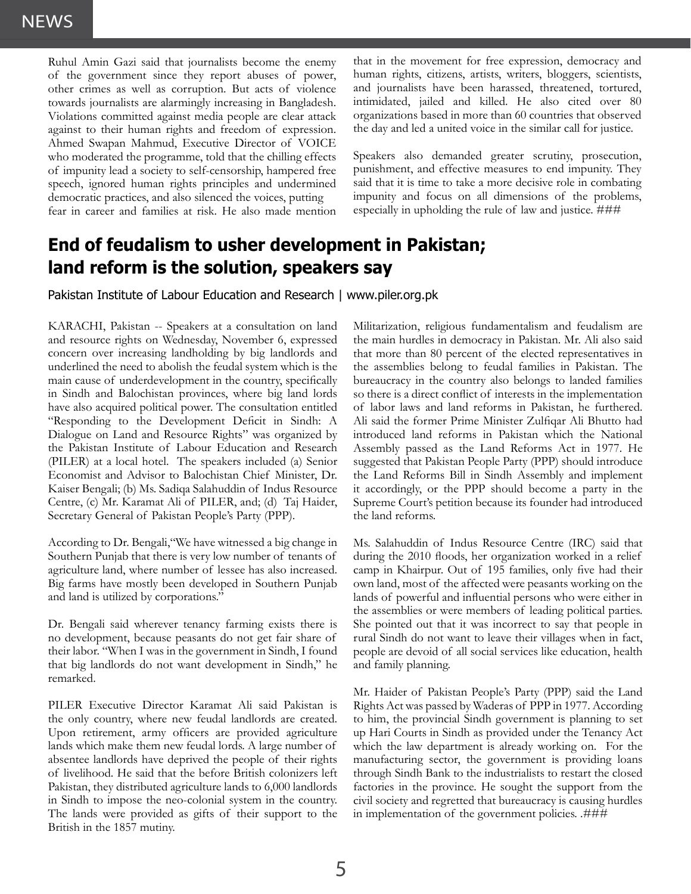Ruhul Amin Gazi said that journalists become the enemy of the government since they report abuses of power, other crimes as well as corruption. But acts of violence towards journalists are alarmingly increasing in Bangladesh. Violations committed against media people are clear attack against to their human rights and freedom of expression. Ahmed Swapan Mahmud, Executive Director of VOICE who moderated the programme, told that the chilling effects of impunity lead a society to self-censorship, hampered free speech, ignored human rights principles and undermined democratic practices, and also silenced the voices, putting fear in career and families at risk. He also made mention that in the movement for free expression, democracy and human rights, citizens, artists, writers, bloggers, scientists, and journalists have been harassed, threatened, tortured, intimidated, jailed and killed. He also cited over 80 organizations based in more than 60 countries that observed the day and led a united voice in the similar call for justice.

Speakers also demanded greater scrutiny, prosecution, punishment, and effective measures to end impunity. They said that it is time to take a more decisive role in combating impunity and focus on all dimensions of the problems, especially in upholding the rule of law and justice. ###

## End of feudalism to usher development in Pakistan; land reform is the solution, speakers say

Pakistan Institute of Labour Education and Research | www.piler.org.pk

KARACHI, Pakistan -- Speakers at a consultation on land and resource rights on Wednesday, November 6, expressed concern over increasing landholding by big landlords and underlined the need to abolish the feudal system which is the main cause of underdevelopment in the country, specifically in Sindh and Balochistan provinces, where big land lords have also acquired political power. The consultation entitled "Responding to the Development Deficit in Sindh: A Dialogue on Land and Resource Rights" was organized by the Pakistan Institute of Labour Education and Research (PILER) at a local hotel. The speakers included (a) Senior Economist and Advisor to Balochistan Chief Minister, Dr. Kaiser Bengali; (b) Ms. Sadiqa Salahuddin of Indus Resource Centre, (c) Mr. Karamat Ali of PILER, and; (d) Taj Haider, Secretary General of Pakistan People's Party (PPP).

According to Dr. Bengali,"We have witnessed a big change in Southern Punjab that there is very low number of tenants of agriculture land, where number of lessee has also increased. Big farms have mostly been developed in Southern Punjab and land is utilized by corporations."

Dr. Bengali said wherever tenancy farming exists there is no development, because peasants do not get fair share of their labor. "When I was in the government in Sindh, I found that big landlords do not want development in Sindh," he remarked.

PILER Executive Director Karamat Ali said Pakistan is the only country, where new feudal landlords are created. Upon retirement, army officers are provided agriculture lands which make them new feudal lords. A large number of absentee landlords have deprived the people of their rights of livelihood. He said that the before British colonizers left Pakistan, they distributed agriculture lands to 6,000 landlords in Sindh to impose the neo-colonial system in the country. The lands were provided as gifts of their support to the British in the 1857 mutiny.

Militarization, religious fundamentalism and feudalism are the main hurdles in democracy in Pakistan. Mr. Ali also said that more than 80 percent of the elected representatives in the assemblies belong to feudal families in Pakistan. The bureaucracy in the country also belongs to landed families so there is a direct conflict of interests in the implementation of labor laws and land reforms in Pakistan, he furthered. Ali said the former Prime Minister Zulfiqar Ali Bhutto had introduced land reforms in Pakistan which the National Assembly passed as the Land Reforms Act in 1977. He suggested that Pakistan People Party (PPP) should introduce the Land Reforms Bill in Sindh Assembly and implement it accordingly, or the PPP should become a party in the Supreme Court's petition because its founder had introduced the land reforms.

Ms. Salahuddin of Indus Resource Centre (IRC) said that during the 2010 floods, her organization worked in a relief camp in Khairpur. Out of 195 families, only five had their own land, most of the affected were peasants working on the lands of powerful and influential persons who were either in the assemblies or were members of leading political parties. She pointed out that it was incorrect to say that people in rural Sindh do not want to leave their villages when in fact, people are devoid of all social services like education, health and family planning.

Mr. Haider of Pakistan People's Party (PPP) said the Land Rights Act was passed by Waderas of PPP in 1977. According to him, the provincial Sindh government is planning to set up Hari Courts in Sindh as provided under the Tenancy Act which the law department is already working on. For the manufacturing sector, the government is providing loans through Sindh Bank to the industrialists to restart the closed factories in the province. He sought the support from the civil society and regretted that bureaucracy is causing hurdles in implementation of the government policies. .###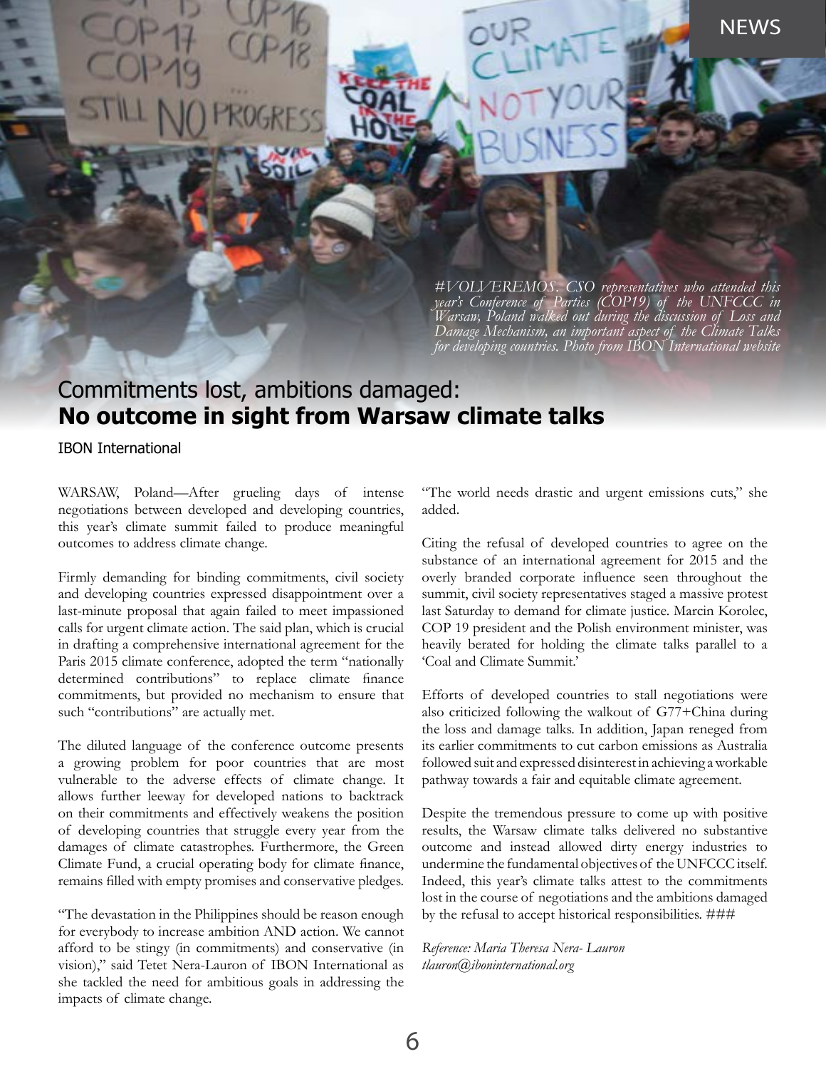*#VOLVEREMOS. CSO representatives who attended this year's Conference of Parties (COP19) of the UNFCCC in Warsaw, Poland walked out during the discussion of Loss and Damage Mechanism, an important aspect of the Climate Talks for developing countries. Photo from IBON International website*

# Commitments lost, ambitions damaged: **No outcome in sight from Warsaw climate talks**

IBON International

WARSAW, Poland—After grueling days of intense negotiations between developed and developing countries, this year's climate summit failed to produce meaningful outcomes to address climate change.

Firmly demanding for binding commitments, civil society and developing countries expressed disappointment over a last-minute proposal that again failed to meet impassioned calls for urgent climate action. The said plan, which is crucial in drafting a comprehensive international agreement for the Paris 2015 climate conference, adopted the term "nationally determined contributions" to replace climate finance commitments, but provided no mechanism to ensure that such "contributions" are actually met.

The diluted language of the conference outcome presents a growing problem for poor countries that are most vulnerable to the adverse effects of climate change. It allows further leeway for developed nations to backtrack on their commitments and effectively weakens the position of developing countries that struggle every year from the damages of climate catastrophes. Furthermore, the Green Climate Fund, a crucial operating body for climate finance, remains filled with empty promises and conservative pledges.

"The devastation in the Philippines should be reason enough for everybody to increase ambition AND action. We cannot afford to be stingy (in commitments) and conservative (in vision)," said Tetet Nera-Lauron of IBON International as she tackled the need for ambitious goals in addressing the impacts of climate change.

"The world needs drastic and urgent emissions cuts," she added.

Citing the refusal of developed countries to agree on the substance of an international agreement for 2015 and the overly branded corporate influence seen throughout the summit, civil society representatives staged a massive protest last Saturday to demand for climate justice. Marcin Korolec, COP 19 president and the Polish environment minister, was heavily berated for holding the climate talks parallel to a 'Coal and Climate Summit.'

Efforts of developed countries to stall negotiations were also criticized following the walkout of G77+China during the loss and damage talks. In addition, Japan reneged from its earlier commitments to cut carbon emissions as Australia followed suit and expressed disinterest in achieving a workable pathway towards a fair and equitable climate agreement.

Despite the tremendous pressure to come up with positive results, the Warsaw climate talks delivered no substantive outcome and instead allowed dirty energy industries to undermine the fundamental objectives of the UNFCCC itself. Indeed, this year's climate talks attest to the commitments lost in the course of negotiations and the ambitions damaged by the refusal to accept historical responsibilities. ###

*Reference: Maria Theresa Nera- Lauron*
*tlauron@iboninternational.org*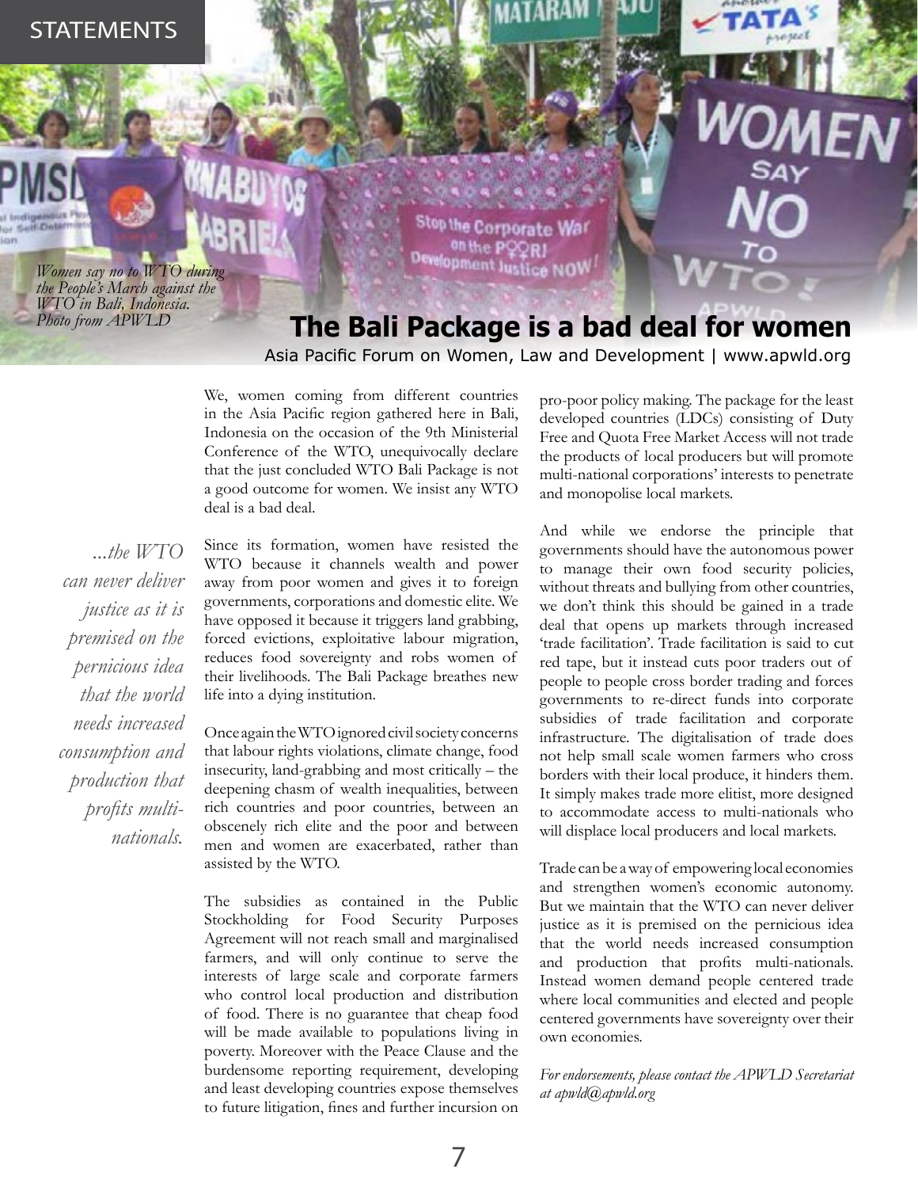STATEMENTS

*Women say no to WTO during the People's March against the WTO in Bali, Indonesia. Photo from APWLD*

# The Bali Package is a bad deal for women

Asia Pacific Forum on Women, Law and Development | www.apwld.org

We, women coming from different countries in the Asia Pacific region gathered here in Bali, Indonesia on the occasion of the 9th Ministerial Conference of the WTO, unequivocally declare that the just concluded WTO Bali Package is not a good outcome for women. We insist any WTO deal is a bad deal.

*...the WTO can never deliver justice as it is premised on the pernicious idea that the world needs increased consumption and production that profits multi-nationals.*

Since its formation, women have resisted the WTO because it channels wealth and power away from poor women and gives it to foreign governments, corporations and domestic elite. We have opposed it because it triggers land grabbing, forced evictions, exploitative labour migration, reduces food sovereignty and robs women of their livelihoods. The Bali Package breathes new life into a dying institution.

Once again the WTO ignored civil society concerns that labour rights violations, climate change, food insecurity, land-grabbing and most critically – the deepening chasm of wealth inequalities, between rich countries and poor countries, between an obscenely rich elite and the poor and between men and women are exacerbated, rather than assisted by the WTO.

The subsidies as contained in the Public Stockholding for Food Security Purposes Agreement will not reach small and marginalised farmers, and will only continue to serve the interests of large scale and corporate farmers who control local production and distribution of food. There is no guarantee that cheap food will be made available to populations living in poverty. Moreover with the Peace Clause and the burdensome reporting requirement, developing and least developing countries expose themselves to future litigation, fines and further incursion on pro-poor policy making. The package for the least developed countries (LDCs) consisting of Duty Free and Quota Free Market Access will not trade the products of local producers but will promote multi-national corporations' interests to penetrate and monopolise local markets.

And while we endorse the principle that governments should have the autonomous power to manage their own food security policies, without threats and bullying from other countries, we don't think this should be gained in a trade deal that opens up markets through increased 'trade facilitation'. Trade facilitation is said to cut red tape, but it instead cuts poor traders out of people to people cross border trading and forces governments to re-direct funds into corporate subsidies of trade facilitation and corporate infrastructure. The digitalisation of trade does not help small scale women farmers who cross borders with their local produce, it hinders them. It simply makes trade more elitist, more designed to accommodate access to multi-nationals who will displace local producers and local markets.

Trade can be a way of empowering local economies and strengthen women's economic autonomy. But we maintain that the WTO can never deliver justice as it is premised on the pernicious idea that the world needs increased consumption and production that profits multi-nationals. Instead women demand people centered trade where local communities and elected and people centered governments have sovereignty over their own economies.

*For endorsements, please contact the APWLD Secretariat at apwld@apwld.org*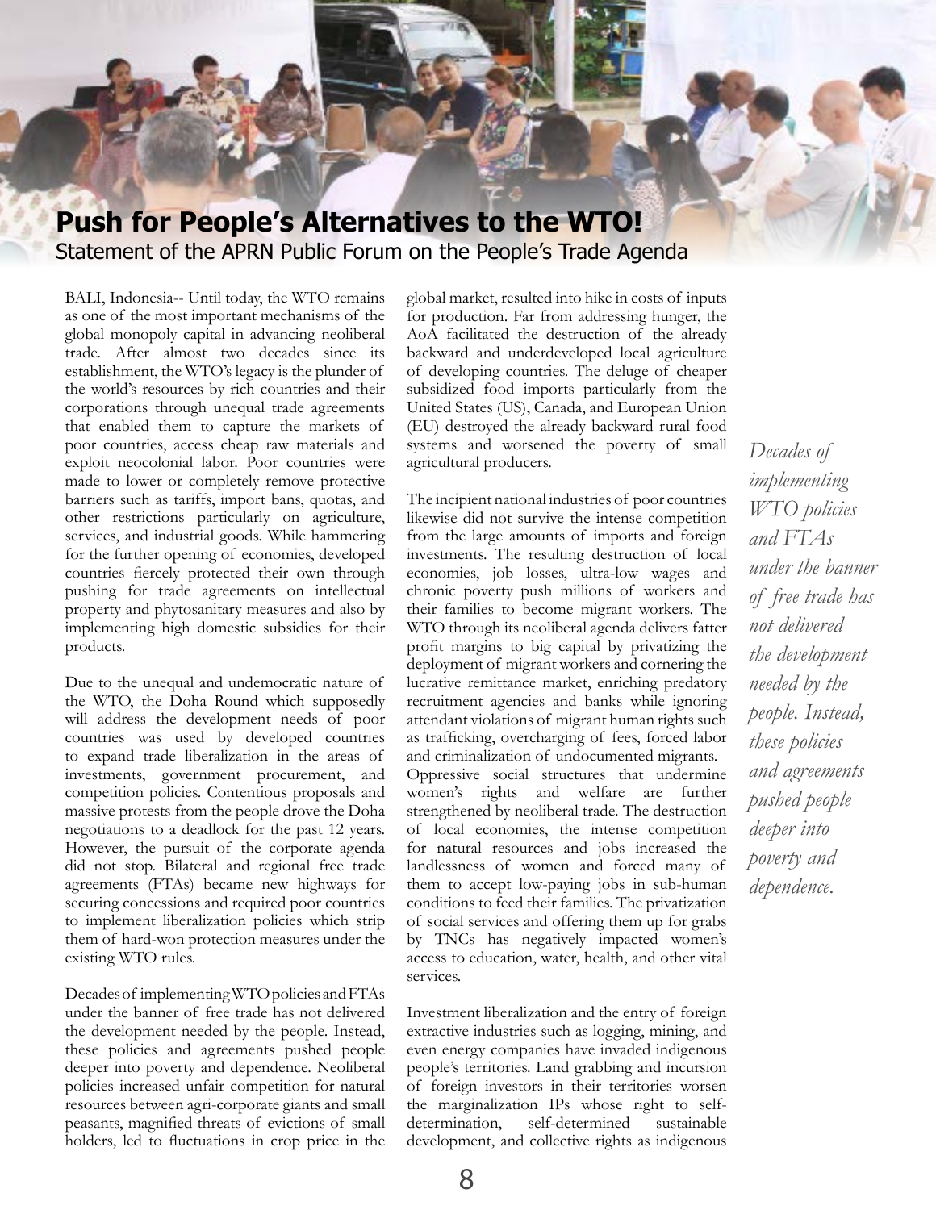# Push for People's Alternatives to the WTO!

## Statement of the APRN Public Forum on the People's Trade Agenda

BALI, Indonesia-- Until today, the WTO remains as one of the most important mechanisms of the global monopoly capital in advancing neoliberal trade. After almost two decades since its establishment, the WTO's legacy is the plunder of the world's resources by rich countries and their corporations through unequal trade agreements that enabled them to capture the markets of poor countries, access cheap raw materials and exploit neocolonial labor. Poor countries were made to lower or completely remove protective barriers such as tariffs, import bans, quotas, and other restrictions particularly on agriculture, services, and industrial goods. While hammering for the further opening of economies, developed countries fiercely protected their own through pushing for trade agreements on intellectual property and phytosanitary measures and also by implementing high domestic subsidies for their products.

Due to the unequal and undemocratic nature of the WTO, the Doha Round which supposedly will address the development needs of poor countries was used by developed countries to expand trade liberalization in the areas of investments, government procurement, and competition policies. Contentious proposals and massive protests from the people drove the Doha negotiations to a deadlock for the past 12 years. However, the pursuit of the corporate agenda did not stop. Bilateral and regional free trade agreements (FTAs) became new highways for securing concessions and required poor countries to implement liberalization policies which strip them of hard-won protection measures under the existing WTO rules.

Decades of implementing WTO policies and FTAs under the banner of free trade has not delivered the development needed by the people. Instead, these policies and agreements pushed people deeper into poverty and dependence. Neoliberal policies increased unfair competition for natural resources between agri-corporate giants and small peasants, magnified threats of evictions of small holders, led to fluctuations in crop price in the global market, resulted into hike in costs of inputs for production. Far from addressing hunger, the AoA facilitated the destruction of the already backward and underdeveloped local agriculture of developing countries. The deluge of cheaper subsidized food imports particularly from the United States (US), Canada, and European Union (EU) destroyed the already backward rural food systems and worsened the poverty of small agricultural producers.

The incipient national industries of poor countries likewise did not survive the intense competition from the large amounts of imports and foreign investments. The resulting destruction of local economies, job losses, ultra-low wages and chronic poverty push millions of workers and their families to become migrant workers. The WTO through its neoliberal agenda delivers fatter profit margins to big capital by privatizing the deployment of migrant workers and cornering the lucrative remittance market, enriching predatory recruitment agencies and banks while ignoring attendant violations of migrant human rights such as trafficking, overcharging of fees, forced labor and criminalization of undocumented migrants.

Oppressive social structures that undermine women's rights and welfare are further strengthened by neoliberal trade. The destruction of local economies, the intense competition for natural resources and jobs increased the landlessness of women and forced many of them to accept low-paying jobs in sub-human conditions to feed their families. The privatization of social services and offering them up for grabs by TNCs has negatively impacted women's access to education, water, health, and other vital services.

Investment liberalization and the entry of foreign extractive industries such as logging, mining, and even energy companies have invaded indigenous people's territories. Land grabbing and incursion of foreign investors in their territories worsen the marginalization IPs whose right to self-determination, self-determined sustainable development, and collective rights as indigenous

*Decades of implementing WTO policies and FTAs under the banner of free trade has not delivered the development needed by the people. Instead, these policies and agreements pushed people deeper into poverty and dependence.*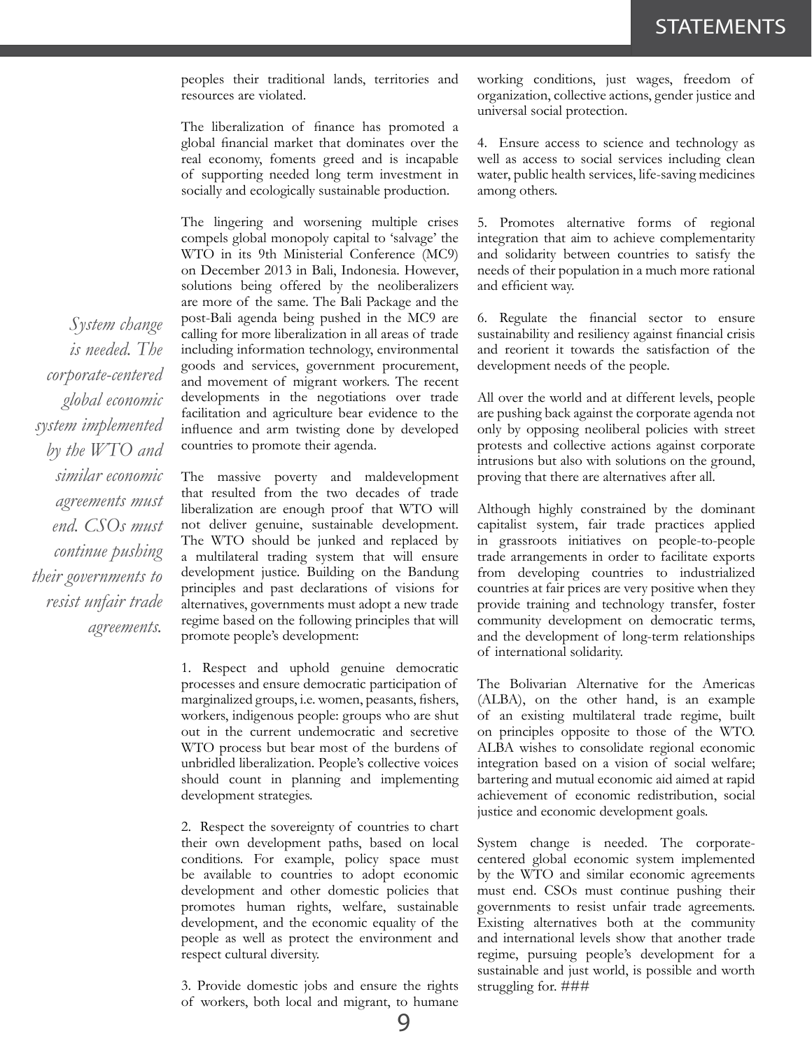peoples their traditional lands, territories and resources are violated.

The liberalization of finance has promoted a global financial market that dominates over the real economy, foments greed and is incapable of supporting needed long term investment in socially and ecologically sustainable production.

The lingering and worsening multiple crises compels global monopoly capital to 'salvage' the WTO in its 9th Ministerial Conference (MC9) on December 2013 in Bali, Indonesia. However, solutions being offered by the neoliberalizers are more of the same. The Bali Package and the post-Bali agenda being pushed in the MC9 are calling for more liberalization in all areas of trade including information technology, environmental goods and services, government procurement, and movement of migrant workers. The recent developments in the negotiations over trade facilitation and agriculture bear evidence to the influence and arm twisting done by developed countries to promote their agenda.

*System change is needed. The corporate-centered global economic system implemented by the WTO and similar economic agreements must end. CSOs must continue pushing their governments to resist unfair trade agreements.*

The massive poverty and maldevelopment that resulted from the two decades of trade liberalization are enough proof that WTO will not deliver genuine, sustainable development. The WTO should be junked and replaced by a multilateral trading system that will ensure development justice. Building on the Bandung principles and past declarations of visions for alternatives, governments must adopt a new trade regime based on the following principles that will promote people's development:

1. Respect and uphold genuine democratic processes and ensure democratic participation of marginalized groups, i.e. women, peasants, fishers, workers, indigenous people: groups who are shut out in the current undemocratic and secretive WTO process but bear most of the burdens of unbridled liberalization. People's collective voices should count in planning and implementing development strategies.

2. Respect the sovereignty of countries to chart their own development paths, based on local conditions. For example, policy space must be available to countries to adopt economic development and other domestic policies that promotes human rights, welfare, sustainable development, and the economic equality of the people as well as protect the environment and respect cultural diversity.

3. Provide domestic jobs and ensure the rights of workers, both local and migrant, to humane working conditions, just wages, freedom of organization, collective actions, gender justice and universal social protection.

4. Ensure access to science and technology as well as access to social services including clean water, public health services, life-saving medicines among others.

5. Promotes alternative forms of regional integration that aim to achieve complementarity and solidarity between countries to satisfy the needs of their population in a much more rational and efficient way.

6. Regulate the financial sector to ensure sustainability and resiliency against financial crisis and reorient it towards the satisfaction of the development needs of the people.

All over the world and at different levels, people are pushing back against the corporate agenda not only by opposing neoliberal policies with street protests and collective actions against corporate intrusions but also with solutions on the ground, proving that there are alternatives after all.

Although highly constrained by the dominant capitalist system, fair trade practices applied in grassroots initiatives on people-to-people trade arrangements in order to facilitate exports from developing countries to industrialized countries at fair prices are very positive when they provide training and technology transfer, foster community development on democratic terms, and the development of long-term relationships of international solidarity.

The Bolivarian Alternative for the Americas (ALBA), on the other hand, is an example of an existing multilateral trade regime, built on principles opposite to those of the WTO. ALBA wishes to consolidate regional economic integration based on a vision of social welfare; bartering and mutual economic aid aimed at rapid achievement of economic redistribution, social justice and economic development goals.

System change is needed. The corporate-centered global economic system implemented by the WTO and similar economic agreements must end. CSOs must continue pushing their governments to resist unfair trade agreements. Existing alternatives both at the community and international levels show that another trade regime, pursuing people's development for a sustainable and just world, is possible and worth struggling for. ###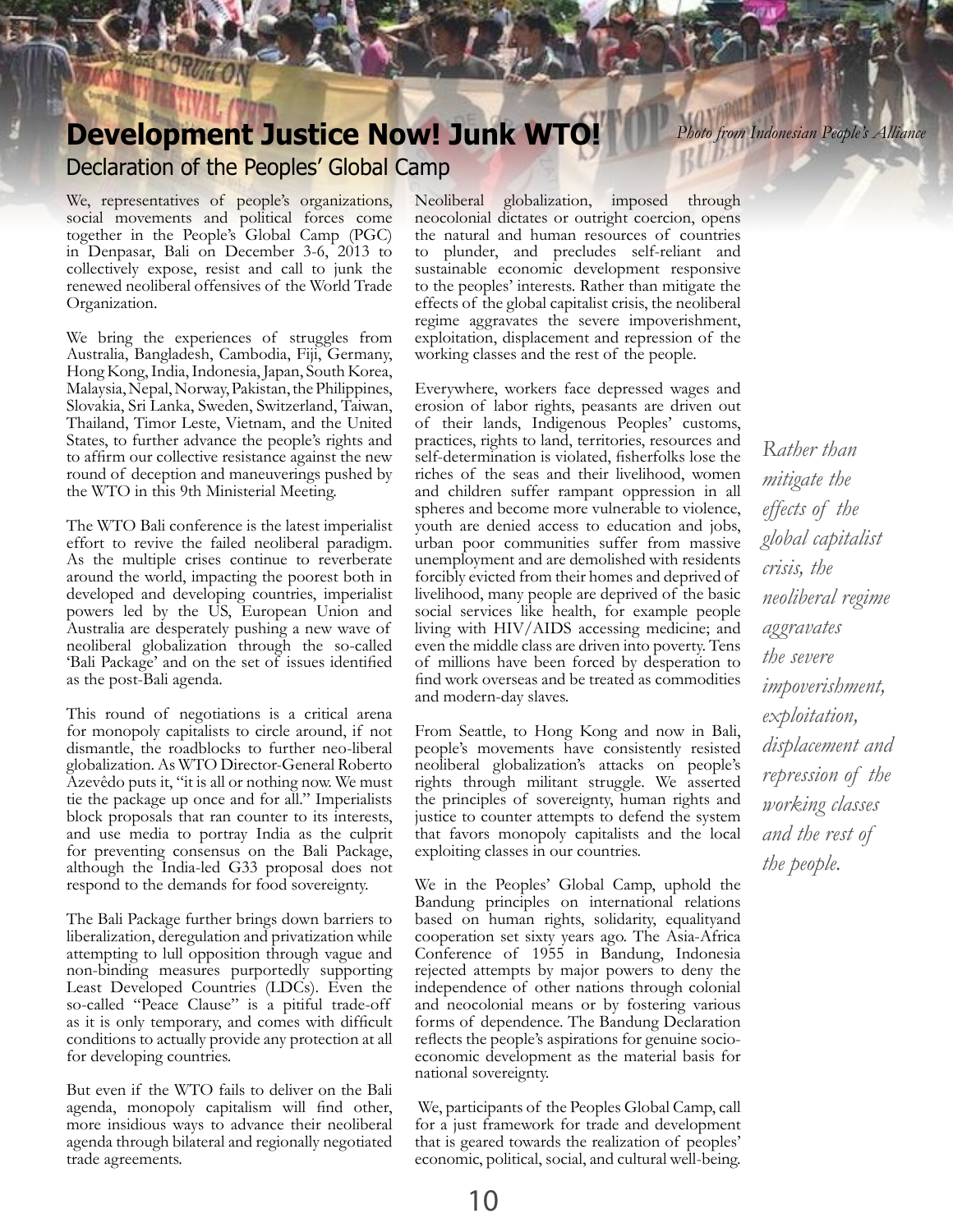# Development Justice Now! Junk WTO!

## Declaration of the Peoples' Global Camp

*Photo from Indonesian People's Alliance*

We, representatives of people's organizations, social movements and political forces come together in the People's Global Camp (PGC) in Denpasar, Bali on December 3-6, 2013 to collectively expose, resist and call to junk the renewed neoliberal offensives of the World Trade Organization.

We bring the experiences of struggles from Australia, Bangladesh, Cambodia, Fiji, Germany, Hong Kong, India, Indonesia, Japan, South Korea, Malaysia, Nepal, Norway, Pakistan, the Philippines, Slovakia, Sri Lanka, Sweden, Switzerland, Taiwan, Thailand, Timor Leste, Vietnam, and the United States, to further advance the people's rights and to affirm our collective resistance against the new round of deception and maneuverings pushed by the WTO in this 9th Ministerial Meeting.

The WTO Bali conference is the latest imperialist effort to revive the failed neoliberal paradigm. As the multiple crises continue to reverberate around the world, impacting the poorest both in developed and developing countries, imperialist powers led by the US, European Union and Australia are desperately pushing a new wave of neoliberal globalization through the so-called 'Bali Package' and on the set of issues identified as the post-Bali agenda.

This round of negotiations is a critical arena for monopoly capitalists to circle around, if not dismantle, the roadblocks to further neo-liberal globalization. As WTO Director-General Roberto Azevêdo puts it, "it is all or nothing now. We must tie the package up once and for all." Imperialists block proposals that ran counter to its interests, and use media to portray India as the culprit for preventing consensus on the Bali Package, although the India-led G33 proposal does not respond to the demands for food sovereignty.

The Bali Package further brings down barriers to liberalization, deregulation and privatization while attempting to lull opposition through vague and non-binding measures purportedly supporting Least Developed Countries (LDCs). Even the so-called "Peace Clause" is a pitiful trade-off as it is only temporary, and comes with difficult conditions to actually provide any protection at all for developing countries.

But even if the WTO fails to deliver on the Bali agenda, monopoly capitalism will find other, more insidious ways to advance their neoliberal agenda through bilateral and regionally negotiated trade agreements.

Neoliberal globalization, imposed through neocolonial dictates or outright coercion, opens the natural and human resources of countries to plunder, and precludes self-reliant and sustainable economic development responsive to the peoples' interests. Rather than mitigate the effects of the global capitalist crisis, the neoliberal regime aggravates the severe impoverishment, exploitation, displacement and repression of the working classes and the rest of the people.

Everywhere, workers face depressed wages and erosion of labor rights, peasants are driven out of their lands, Indigenous Peoples' customs, practices, rights to land, territories, resources and self-determination is violated, fisherfolks lose the riches of the seas and their livelihood, women and children suffer rampant oppression in all spheres and become more vulnerable to violence, youth are denied access to education and jobs, urban poor communities suffer from massive unemployment and are demolished with residents forcibly evicted from their homes and deprived of livelihood, many people are deprived of the basic social services like health, for example people living with HIV/AIDS accessing medicine; and even the middle class are driven into poverty. Tens of millions have been forced by desperation to find work overseas and be treated as commodities and modern-day slaves.

*Rather than mitigate the effects of the global capitalist crisis, the neoliberal regime aggravates the severe impoverishment, exploitation, displacement and repression of the working classes and the rest of the people.*

From Seattle, to Hong Kong and now in Bali, people's movements have consistently resisted neoliberal globalization's attacks on people's rights through militant struggle. We asserted the principles of sovereignty, human rights and justice to counter attempts to defend the system that favors monopoly capitalists and the local exploiting classes in our countries.

We in the Peoples' Global Camp, uphold the Bandung principles on international relations based on human rights, solidarity, equalityand cooperation set sixty years ago. The Asia-Africa Conference of 1955 in Bandung, Indonesia rejected attempts by major powers to deny the independence of other nations through colonial and neocolonial means or by fostering various forms of dependence. The Bandung Declaration reflects the people's aspirations for genuine socio-economic development as the material basis for national sovereignty.

We, participants of the Peoples Global Camp, call for a just framework for trade and development that is geared towards the realization of peoples' economic, political, social, and cultural well-being.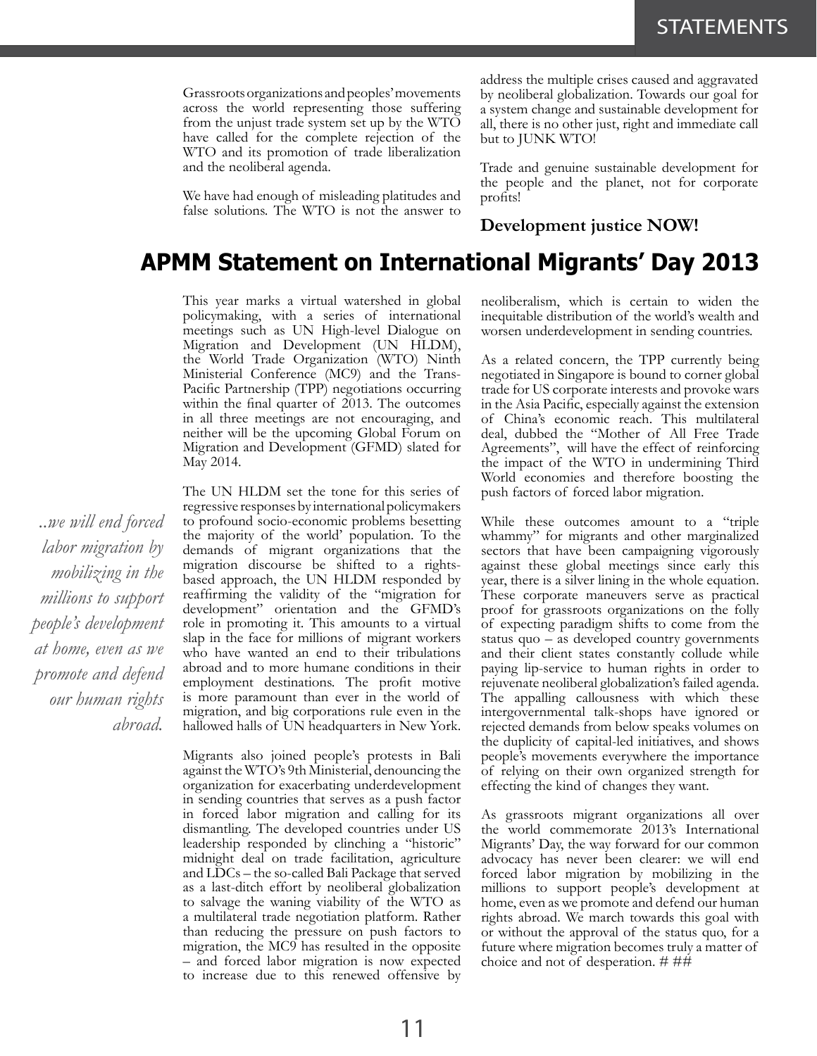Grassroots organizations and peoples' movements across the world representing those suffering from the unjust trade system set up by the WTO have called for the complete rejection of the WTO and its promotion of trade liberalization and the neoliberal agenda.

We have had enough of misleading platitudes and false solutions. The WTO is not the answer to address the multiple crises caused and aggravated by neoliberal globalization. Towards our goal for a system change and sustainable development for all, there is no other just, right and immediate call but to JUNK WTO!

Trade and genuine sustainable development for the people and the planet, not for corporate profits!

**Development justice NOW!**

# APMM Statement on International Migrants' Day 2013

This year marks a virtual watershed in global policymaking, with a series of international meetings such as UN High-level Dialogue on Migration and Development (UN HLDM), the World Trade Organization (WTO) Ninth Ministerial Conference (MC9) and the Trans-Pacific Partnership (TPP) negotiations occurring within the final quarter of 2013. The outcomes in all three meetings are not encouraging, and neither will be the upcoming Global Forum on Migration and Development (GFMD) slated for May 2014.

The UN HLDM set the tone for this series of regressive responses by international policymakers to profound socio-economic problems besetting the majority of the world' population. To the demands of migrant organizations that the migration discourse be shifted to a rights-based approach, the UN HLDM responded by reaffirming the validity of the "migration for development" orientation and the GFMD's role in promoting it. This amounts to a virtual slap in the face for millions of migrant workers who have wanted an end to their tribulations abroad and to more humane conditions in their employment destinations. The profit motive is more paramount than ever in the world of migration, and big corporations rule even in the hallowed halls of UN headquarters in New York.

*..we will end forced labor migration by mobilizing in the millions to support people's development at home, even as we promote and defend our human rights abroad.*

Migrants also joined people's protests in Bali against the WTO's 9th Ministerial, denouncing the organization for exacerbating underdevelopment in sending countries that serves as a push factor in forced labor migration and calling for its dismantling. The developed countries under US leadership responded by clinching a "historic" midnight deal on trade facilitation, agriculture and LDCs – the so-called Bali Package that served as a last-ditch effort by neoliberal globalization to salvage the waning viability of the WTO as a multilateral trade negotiation platform. Rather than reducing the pressure on push factors to migration, the MC9 has resulted in the opposite – and forced labor migration is now expected to increase due to this renewed offensive by neoliberalism, which is certain to widen the inequitable distribution of the world's wealth and worsen underdevelopment in sending countries.

As a related concern, the TPP currently being negotiated in Singapore is bound to corner global trade for US corporate interests and provoke wars in the Asia Pacific, especially against the extension of China's economic reach. This multilateral deal, dubbed the "Mother of All Free Trade Agreements", will have the effect of reinforcing the impact of the WTO in undermining Third World economies and therefore boosting the push factors of forced labor migration.

While these outcomes amount to a "triple whammy" for migrants and other marginalized sectors that have been campaigning vigorously against these global meetings since early this year, there is a silver lining in the whole equation. These corporate maneuvers serve as practical proof for grassroots organizations on the folly of expecting paradigm shifts to come from the status quo – as developed country governments and their client states constantly collude while paying lip-service to human rights in order to rejuvenate neoliberal globalization's failed agenda. The appalling callousness with which these intergovernmental talk-shops have ignored or rejected demands from below speaks volumes on the duplicity of capital-led initiatives, and shows people's movements everywhere the importance of relying on their own organized strength for effecting the kind of changes they want.

As grassroots migrant organizations all over the world commemorate 2013's International Migrants' Day, the way forward for our common advocacy has never been clearer: we will end forced labor migration by mobilizing in the millions to support people's development at home, even as we promote and defend our human rights abroad. We march towards this goal with or without the approval of the status quo, for a future where migration becomes truly a matter of choice and not of desperation. # ##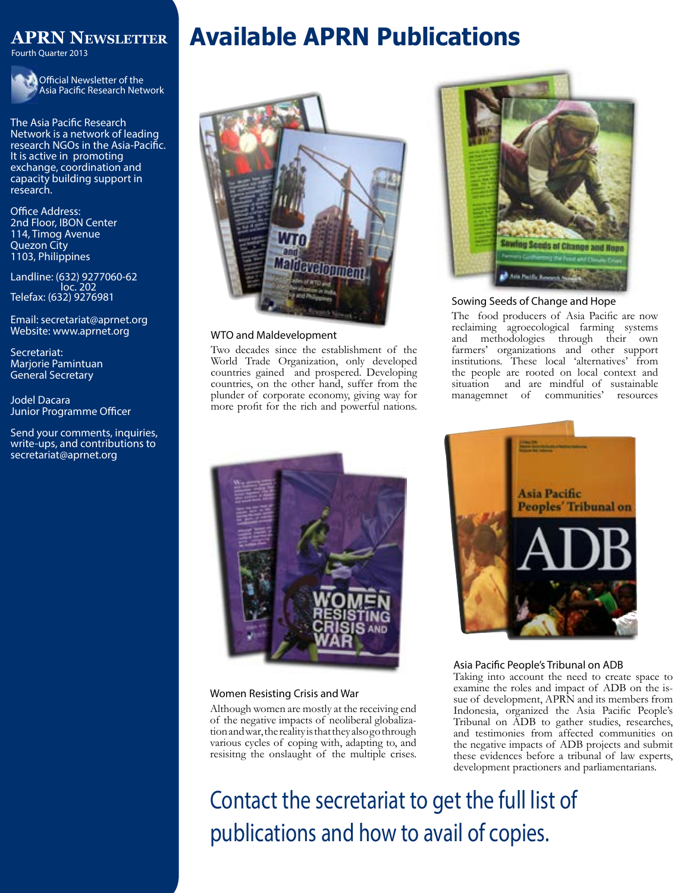# Available APRN Publications

**APRN Newsletter**
Fourth Quarter 2013

Official Newsletter of the Asia Pacific Research Network

The Asia Pacific Research Network is a network of leading research NGOs in the Asia-Pacific. It is active in promoting exchange, coordination and capacity building support in research.

Office Address:
2nd Floor, IBON Center
114, Timog Avenue
Quezon City
1103, Philippines

Landline: (632) 9277060-62 loc. 202
Telefax: (632) 9276981

Email: secretariat@aprnet.org
Website: www.aprnet.org

Secretariat:
Marjorie Pamintuan
General Secretary

Jodel Dacara
Junior Programme Officer

Send your comments, inquiries, write-ups, and contributions to secretariat@aprnet.org

### WTO and Maldevelopment

Two decades since the establishment of the World Trade Organization, only developed countries gained and prospered. Developing countries, on the other hand, suffer from the plunder of corporate economy, giving way for more profit for the rich and powerful nations.

### Sowing Seeds of Change and Hope

The food producers of Asia Pacific are now reclaiming agroecological farming systems and methodologies through their own farmers' organizations and other support institutions. These local 'alternatives' from the people are rooted on local context and situation and are mindful of sustainable managemnet of communities' resources

### Women Resisting Crisis and War

Although women are mostly at the receiving end of the negative impacts of neoliberal globalization and war, the reality is that they also go through various cycles of coping with, adapting to, and resisitng the onslaught of the multiple crises.

### Asia Pacific People's Tribunal on ADB

Taking into account the need to create space to examine the roles and impact of ADB on the issue of development, APRN and its members from Indonesia, organized the Asia Pacific People's Tribunal on ADB to gather studies, researches, and testimonies from affected communities on the negative impacts of ADB projects and submit these evidences before a tribunal of law experts, development practioners and parliamentarians.

Contact the secretariat to get the full list of publications and how to avail of copies.